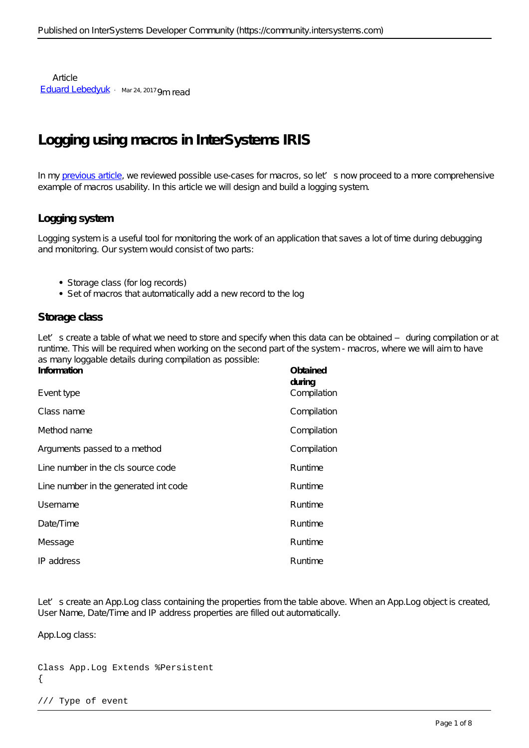Article
[Eduard Lebedyuk](#) · Mar 24, 2017 9m read

# Logging using macros in InterSystems IRIS

In my [previous article](#), we reviewed possible use-cases for macros, so let's now proceed to a more comprehensive example of macros usability. In this article we will design and build a logging system.

## Logging system

Logging system is a useful tool for monitoring the work of an application that saves a lot of time during debugging and monitoring. Our system would consist of two parts:

- Storage class (for log records)
- Set of macros that automatically add a new record to the log

## Storage class

Let's create a table of what we need to store and specify when this data can be obtained – during compilation or at runtime. This will be required when working on the second part of the system - macros, where we will aim to have as many loggable details during compilation as possible:

| Information | Obtained during |
|---|---|
| Event type | Compilation |
| Class name | Compilation |
| Method name | Compilation |
| Arguments passed to a method | Compilation |
| Line number in the cls source code | Runtime |
| Line number in the generated int code | Runtime |
| Username | Runtime |
| Date/Time | Runtime |
| Message | Runtime |
| IP address | Runtime |

Let's create an App.Log class containing the properties from the table above. When an App.Log object is created, User Name, Date/Time and IP address properties are filled out automatically.

App.Log class:

```
Class App.Log Extends %Persistent
{

/// Type of event
```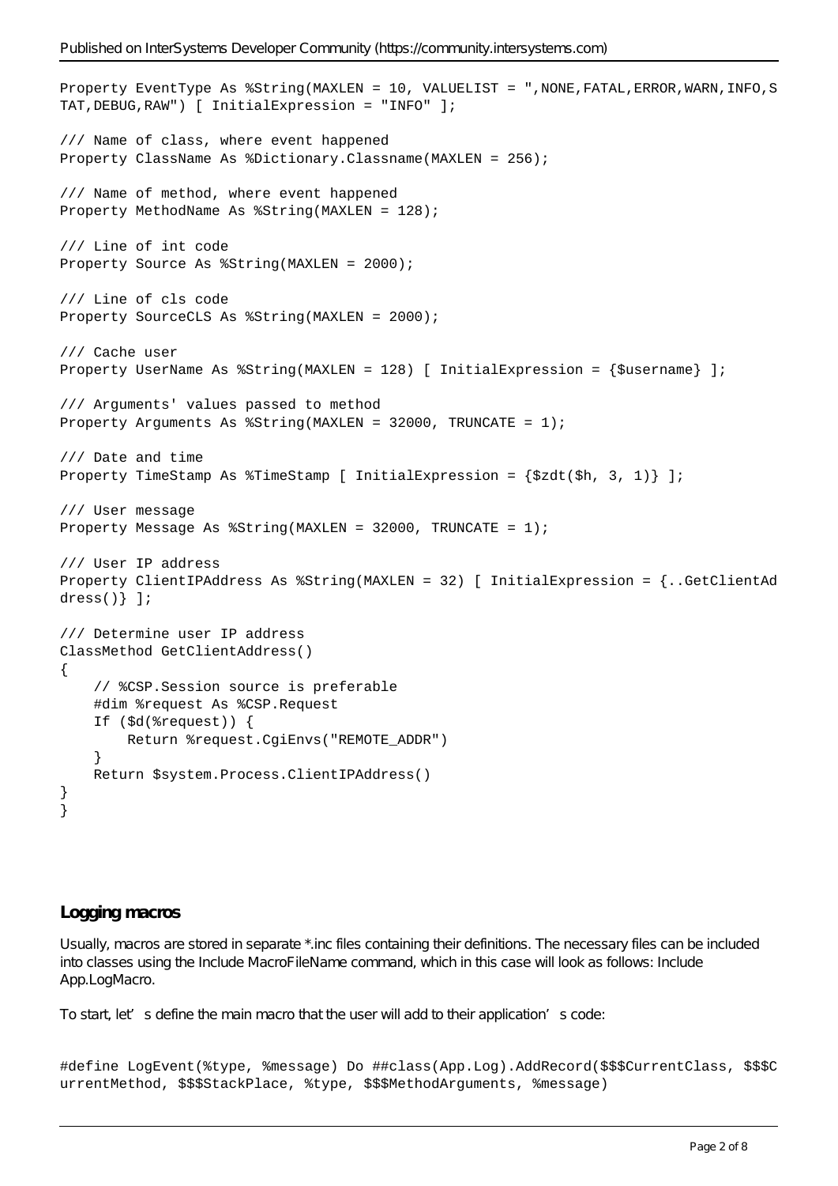```
Property EventType As %String(MAXLEN = 10, VALUELIST = ",NONE,FATAL,ERROR,WARN,INFO,STAT,DEBUG,RAW") [ InitialExpression = "INFO" ];

/// Name of class, where event happened
Property ClassName As %Dictionary.Classname(MAXLEN = 256);

/// Name of method, where event happened
Property MethodName As %String(MAXLEN = 128);

/// Line of int code
Property Source As %String(MAXLEN = 2000);

/// Line of cls code
Property SourceCLS As %String(MAXLEN = 2000);

/// Cache user
Property UserName As %String(MAXLEN = 128) [ InitialExpression = {$username} ];

/// Arguments' values passed to method
Property Arguments As %String(MAXLEN = 32000, TRUNCATE = 1);

/// Date and time
Property TimeStamp As %TimeStamp [ InitialExpression = {$zdt($h, 3, 1)} ];

/// User message
Property Message As %String(MAXLEN = 32000, TRUNCATE = 1);

/// User IP address
Property ClientIPAddress As %String(MAXLEN = 32) [ InitialExpression = {..GetClientAddress()} ];

/// Determine user IP address
ClassMethod GetClientAddress()
{
    // %CSP.Session source is preferable
    #dim %request As %CSP.Request
    If ($d(%request)) {
        Return %request.CgiEnvs("REMOTE_ADDR")
    }
    Return $system.Process.ClientIPAddress()
}
}
```

### Logging macros

Usually, macros are stored in separate *.inc files containing their definitions. The necessary files can be included into classes using the Include MacroFileName command, which in this case will look as follows: Include App.LogMacro.

To start, let's define the main macro that the user will add to their application's code:

```
#define LogEvent(%type, %message) Do ##class(App.Log).AddRecord($$$CurrentClass, $$$CurrentMethod, $$$StackPlace, %type, $$$MethodArguments, %message)
```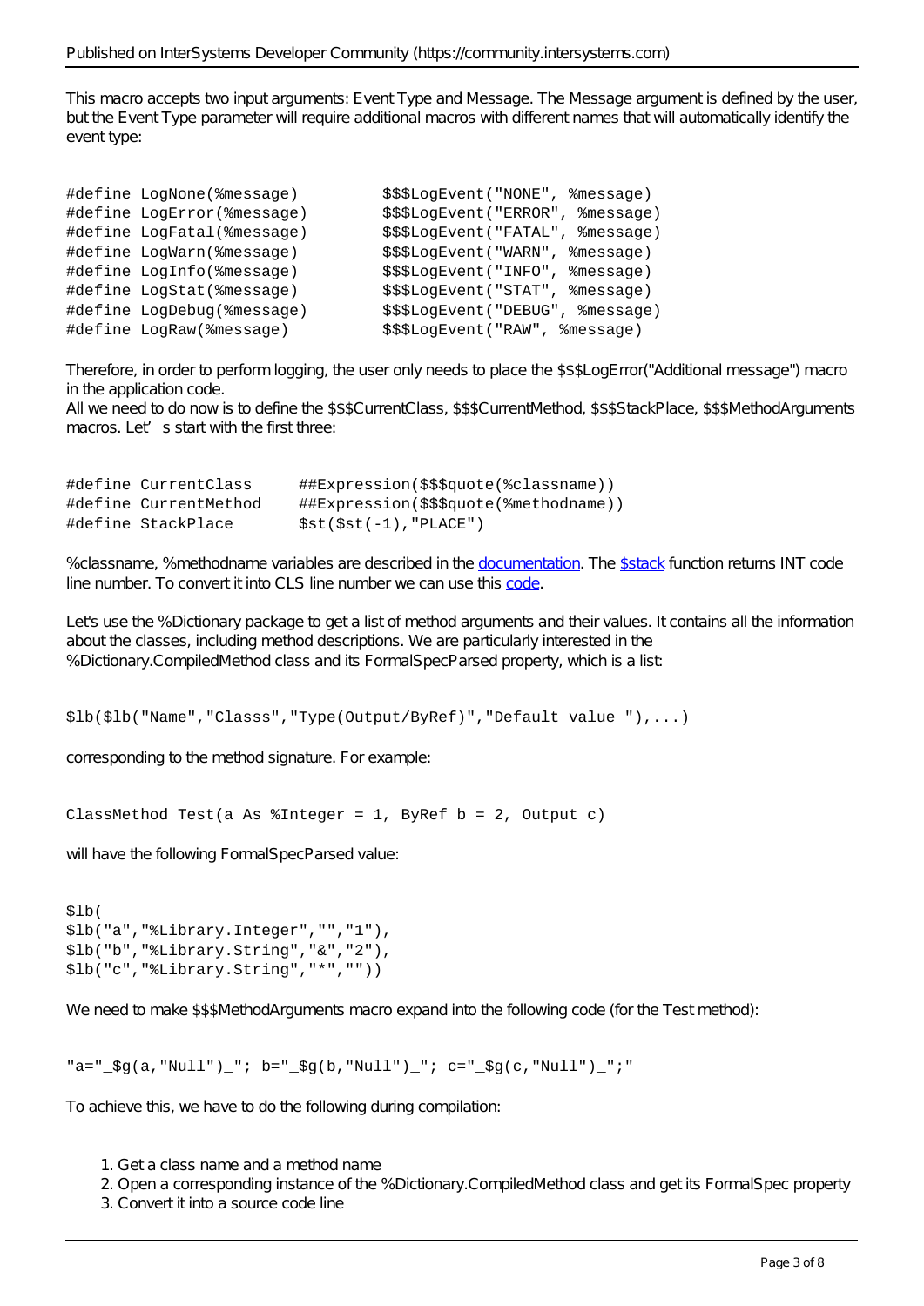This macro accepts two input arguments: Event Type and Message. The Message argument is defined by the user, but the Event Type parameter will require additional macros with different names that will automatically identify the event type:

```
#define LogNone(%message)         $$$LogEvent("NONE", %message)
#define LogError(%message)        $$$LogEvent("ERROR", %message)
#define LogFatal(%message)        $$$LogEvent("FATAL", %message)
#define LogWarn(%message)         $$$LogEvent("WARN", %message)
#define LogInfo(%message)         $$$LogEvent("INFO", %message)
#define LogStat(%message)         $$$LogEvent("STAT", %message)
#define LogDebug(%message)        $$$LogEvent("DEBUG", %message)
#define LogRaw(%message)          $$$LogEvent("RAW", %message)
```

Therefore, in order to perform logging, the user only needs to place the $$$LogError("Additional message") macro in the application code.
All we need to do now is to define the $$$CurrentClass, $$$CurrentMethod, $$$StackPlace, $$$MethodArguments macros. Let's start with the first three:

```
#define CurrentClass     ##Expression($$$quote(%classname))
#define CurrentMethod    ##Expression($$$quote(%methodname))
#define StackPlace       $st($st(-1),"PLACE")
```

%classname, %methodname variables are described in the documentation. The $stack function returns INT code line number. To convert it into CLS line number we can use this code.

Let's use the %Dictionary package to get a list of method arguments and their values. It contains all the information about the classes, including method descriptions. We are particularly interested in the %Dictionary.CompiledMethod class and its FormalSpecParsed property, which is a list:

```
$lb($lb("Name","Classs","Type(Output/ByRef)","Default value "),...)
```

corresponding to the method signature. For example:

```
ClassMethod Test(a As %Integer = 1, ByRef b = 2, Output c)
```

will have the following FormalSpecParsed value:

```
$lb(
$lb("a","%Library.Integer","","1"),
$lb("b","%Library.String","&","2"),
$lb("c","%Library.String","*",""))
```

We need to make $$$MethodArguments macro expand into the following code (for the Test method):

```
"a="_$g(a,"Null")_"; b="_$g(b,"Null")_"; c="_$g(c,"Null")_";"
```

To achieve this, we have to do the following during compilation:

1. Get a class name and a method name
2. Open a corresponding instance of the %Dictionary.CompiledMethod class and get its FormalSpec property
3. Convert it into a source code line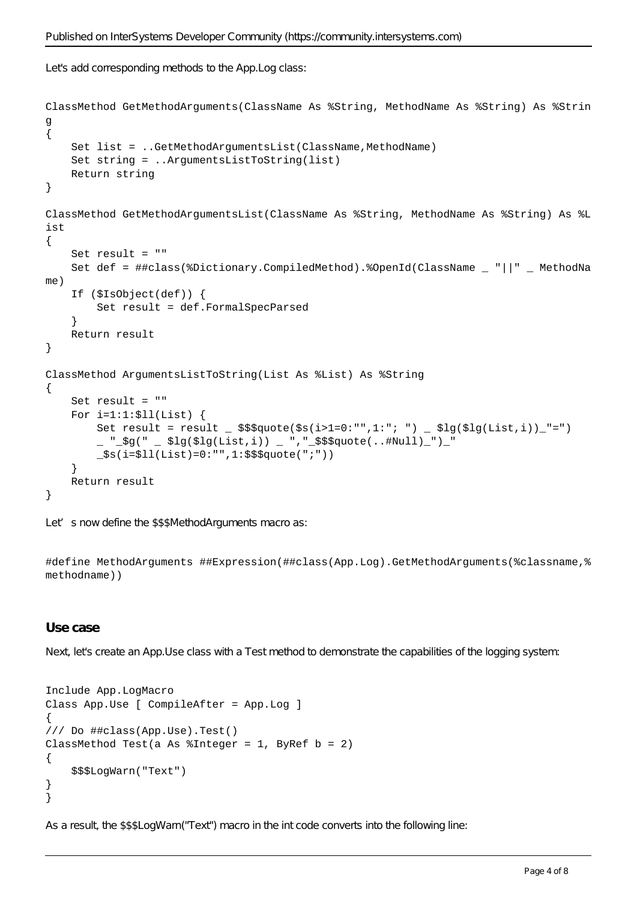Let's add corresponding methods to the App.Log class:

```
ClassMethod GetMethodArguments(ClassName As %String, MethodName As %String) As %String
{
    Set list = ..GetMethodArgumentsList(ClassName,MethodName)
    Set string = ..ArgumentsListToString(list)
    Return string
}

ClassMethod GetMethodArgumentsList(ClassName As %String, MethodName As %String) As %List
{
    Set result = ""
    Set def = ##class(%Dictionary.CompiledMethod).%OpenId(ClassName _ "||" _ MethodName)
    If ($IsObject(def)) {
        Set result = def.FormalSpecParsed
    }
    Return result
}

ClassMethod ArgumentsListToString(List As %List) As %String
{
    Set result = ""
    For i=1:1:$ll(List) {
        Set result = result _ $$$quote($s(i>1=0:"",1:"; ") _ $lg($lg(List,i))_"=")
        _ "_$g(" _ $lg($lg(List,i)) _ ","_$$$quote(..#Null)_")_"
        _$s(i=$ll(List)=0:"",1:$$$quote(";"))
    }
    Return result
}
```

Let’s now define the $$$MethodArguments macro as:

```
#define MethodArguments ##Expression(##class(App.Log).GetMethodArguments(%classname,%methodname))
```

## Use case

Next, let's create an App.Use class with a Test method to demonstrate the capabilities of the logging system:

```
Include App.LogMacro
Class App.Use [ CompileAfter = App.Log ]
{
/// Do ##class(App.Use).Test()
ClassMethod Test(a As %Integer = 1, ByRef b = 2)
{
    $$$LogWarn("Text")
}
}
```

As a result, the $$$LogWarn("Text") macro in the int code converts into the following line: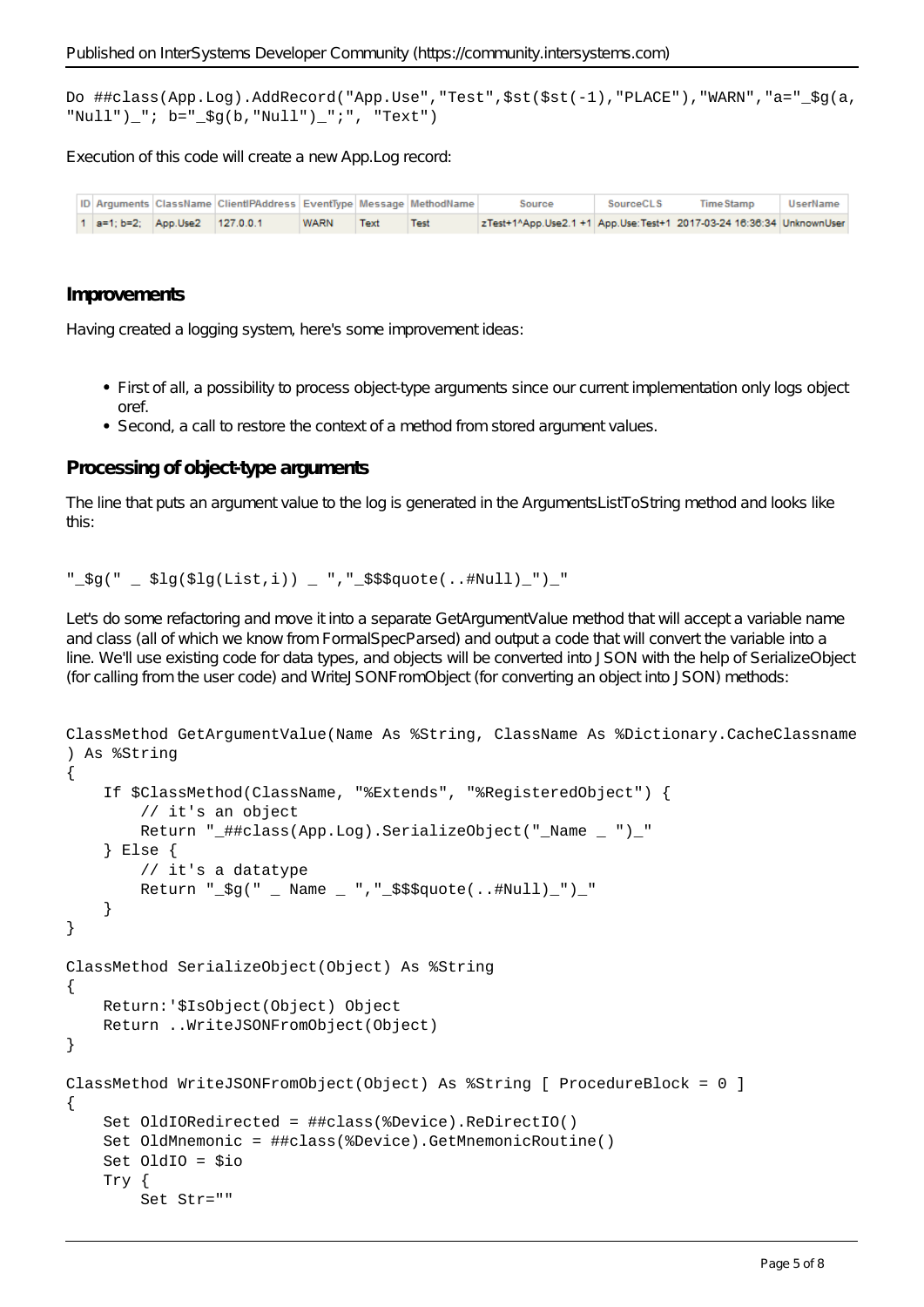```
Do ##class(App.Log).AddRecord("App.Use","Test",$st($st(-1),"PLACE"),"WARN","a="_$g(a,
"Null")_"; b="_$g(b,"Null")_";", "Text")
```

Execution of this code will create a new App.Log record:

| ID | Arguments | ClassName | ClientIPAddress | EventType | Message | MethodName | Source | SourceCLS | TimeStamp | UserName |
|---|---|---|---|---|---|---|---|---|---|---|
| 1 | a=1; b=2; | App.Use2 | 127.0.0.1 | WARN | Text | Test | zTest+1^App.Use2.1 +1 | App.Use:Test+1 | 2017-03-24 16:36:34 | UnknownUser |

## Improvements

Having created a logging system, here's some improvement ideas:

- First of all, a possibility to process object-type arguments since our current implementation only logs object oref.
- Second, a call to restore the context of a method from stored argument values.

## Processing of object-type arguments

The line that puts an argument value to the log is generated in the ArgumentsListToString method and looks like this:

```
"_$g(" _ $lg($lg(List,i)) _ ","_$$$quote(..#Null)_")_"
```

Let's do some refactoring and move it into a separate GetArgumentValue method that will accept a variable name and class (all of which we know from FormalSpecParsed) and output a code that will convert the variable into a line. We'll use existing code for data types, and objects will be converted into JSON with the help of SerializeObject (for calling from the user code) and WriteJSONFromObject (for converting an object into JSON) methods:

```
ClassMethod GetArgumentValue(Name As %String, ClassName As %Dictionary.CacheClassname
) As %String
{
    If $ClassMethod(ClassName, "%Extends", "%RegisteredObject") {
        // it's an object
        Return "_##class(App.Log).SerializeObject("_Name _ ")_"
    } Else {
        // it's a datatype
        Return "_$g(" _ Name _ ","_$$$quote(..#Null)_")_"
    }
}

ClassMethod SerializeObject(Object) As %String
{
    Return:'$IsObject(Object) Object
    Return ..WriteJSONFromObject(Object)
}

ClassMethod WriteJSONFromObject(Object) As %String [ ProcedureBlock = 0 ]
{
    Set OldIORedirected = ##class(%Device).ReDirectIO()
    Set OldMnemonic = ##class(%Device).GetMnemonicRoutine()
    Set OldIO = $io
    Try {
        Set Str=""
```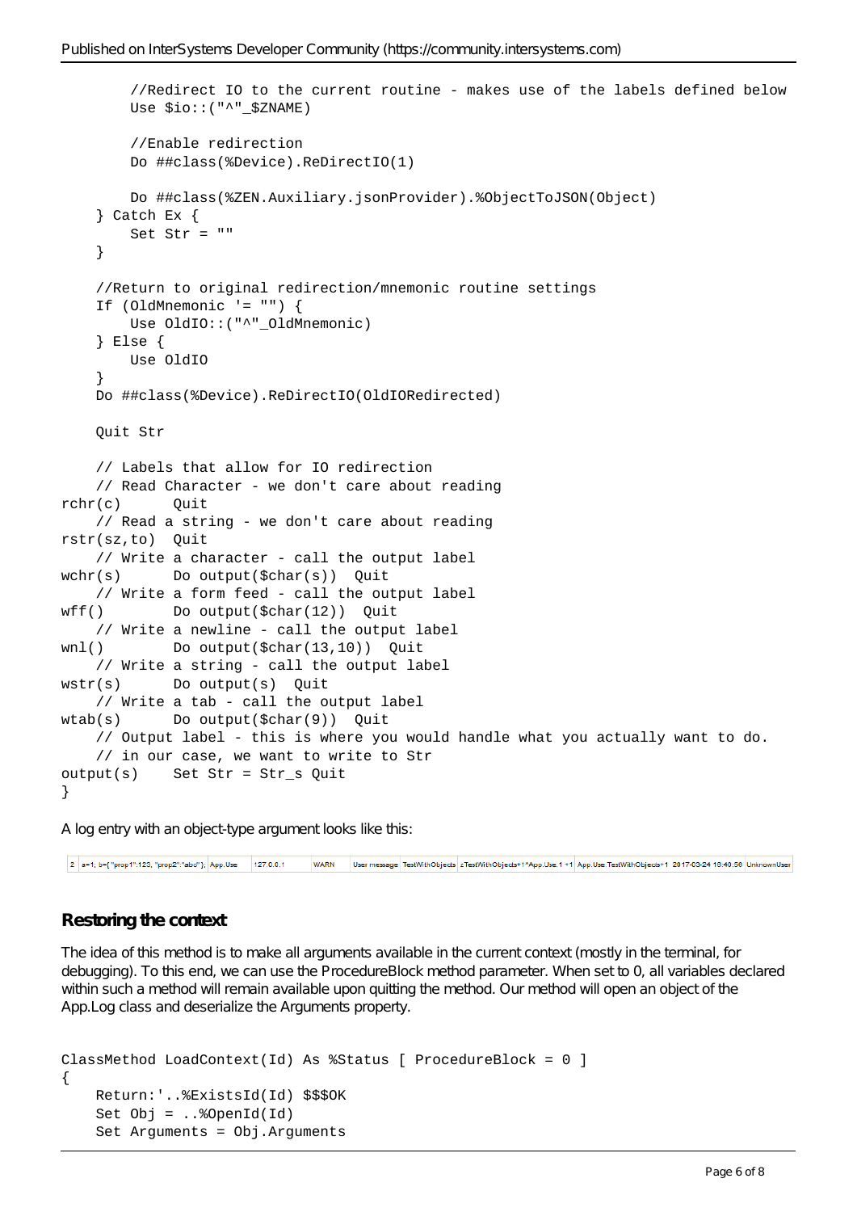```
        //Redirect IO to the current routine - makes use of the labels defined below
        Use $io::("^"_$ZNAME)

        //Enable redirection
        Do ##class(%Device).ReDirectIO(1)

        Do ##class(%ZEN.Auxiliary.jsonProvider).%ObjectToJSON(Object)
    } Catch Ex {
        Set Str = ""
    }

    //Return to original redirection/mnemonic routine settings
    If (OldMnemonic '= "") {
        Use OldIO::("^"_OldMnemonic)
    } Else {
        Use OldIO
    }
    Do ##class(%Device).ReDirectIO(OldIORedirected)

    Quit Str

    // Labels that allow for IO redirection
    // Read Character - we don't care about reading
rchr(c)      Quit
    // Read a string - we don't care about reading
rstr(sz,to)  Quit
    // Write a character - call the output label
wchr(s)      Do output($char(s))  Quit
    // Write a form feed - call the output label
wff()        Do output($char(12))  Quit
    // Write a newline - call the output label
wnl()        Do output($char(13,10))  Quit
    // Write a string - call the output label
wstr(s)      Do output(s)  Quit
    // Write a tab - call the output label
wtab(s)      Do output($char(9))  Quit
    // Output label - this is where you would handle what you actually want to do.
    // in our case, we want to write to Str
output(s)    Set Str = Str_s Quit
}
```

A log entry with an object-type argument looks like this:

| 2 | a=1; b={"prop1":123, "prop2":"abc"}; | App.Use | 127.0.0.1 | WARN | User message | TestWithObjects | zTestWithObjects+1^App.Use.1 +1 | App.Use:TestWithObjects+1 | 2017-03-24 16:40:56 | UnknownUser |
|---|---|---|---|---|---|---|---|---|---|---|

## Restoring the context

The idea of this method is to make all arguments available in the current context (mostly in the terminal, for debugging). To this end, we can use the ProcedureBlock method parameter. When set to 0, all variables declared within such a method will remain available upon quitting the method. Our method will open an object of the App.Log class and deserialize the Arguments property.

```
ClassMethod LoadContext(Id) As %Status [ ProcedureBlock = 0 ]
{
    Return:'..%ExistsId(Id) $$$OK
    Set Obj = ..%OpenId(Id)
    Set Arguments = Obj.Arguments
```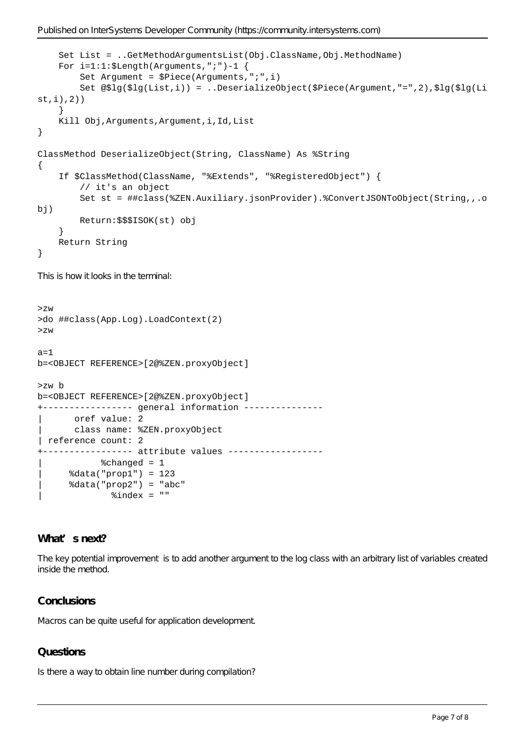```
    Set List = ..GetMethodArgumentsList(Obj.ClassName,Obj.MethodName)
    For i=1:1:$Length(Arguments,";")-1 {
        Set Argument = $Piece(Arguments,";",i)
        Set @$lg($lg(List,i)) = ..DeserializeObject($Piece(Argument,"=",2),$lg($lg(List,i),2))
    }
    Kill Obj,Arguments,Argument,i,Id,List
}

ClassMethod DeserializeObject(String, ClassName) As %String
{
    If $ClassMethod(ClassName, "%Extends", "%RegisteredObject") {
        // it's an object
        Set st = ##class(%ZEN.Auxiliary.jsonProvider).%ConvertJSONToObject(String,,.obj)
        Return:$$$ISOK(st) obj
    }
    Return String
}
```

This is how it looks in the terminal:

```
>zw
>do ##class(App.Log).LoadContext(2)
>zw

a=1
b=<OBJECT REFERENCE>[2@%ZEN.proxyObject]

>zw b
b=<OBJECT REFERENCE>[2@%ZEN.proxyObject]
+----------------- general information ---------------
|      oref value: 2
|      class name: %ZEN.proxyObject
| reference count: 2
+----------------- attribute values ------------------
|           %changed = 1
|     %data("prop1") = 123
|     %data("prop2") = "abc"
|             %index = ""
```

## What's next?

The key potential improvement is to add another argument to the log class with an arbitrary list of variables created inside the method.

## Conclusions

Macros can be quite useful for application development.

## Questions

Is there a way to obtain line number during compilation?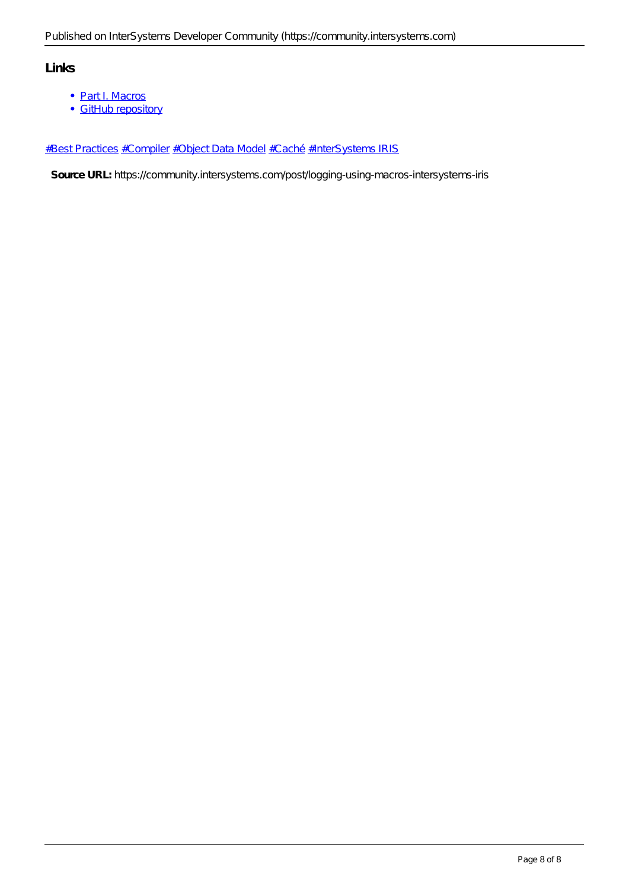## Links

- Part I. Macros
- GitHub repository

#Best Practices #Compiler #Object Data Model #Caché #InterSystems IRIS

**Source URL:** https://community.intersystems.com/post/logging-using-macros-intersystems-iris